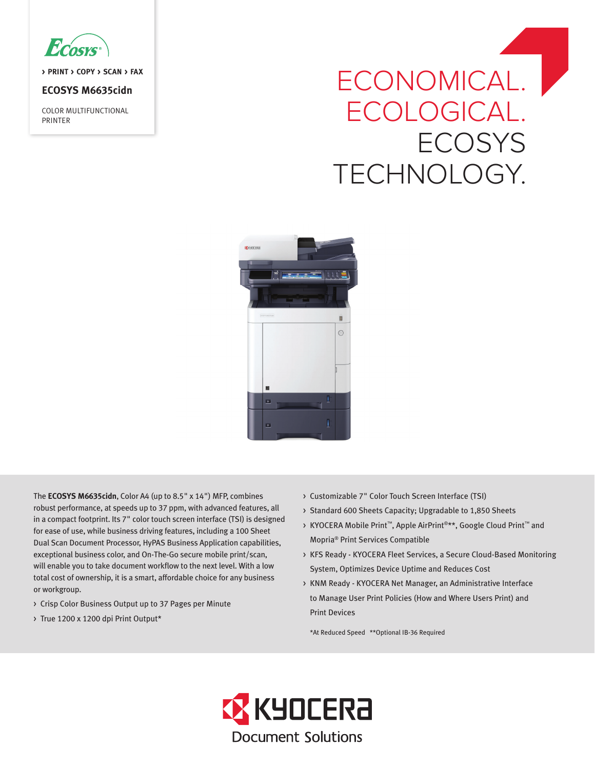Ecosys

› PRINT › COPY › SCAN › FAX

**ECOSYS M6635cidn**

COLOR MULTIFUNCTIONAL PRINTER

# ECONOMICAL. ECOLOGICAL. ECOSYS TECHNOLOGY.

The **ECOSYS M6635cidn**, Color A4 (up to 8.5" x 14") MFP, combines robust performance, at speeds up to 37 ppm, with advanced features, all in a compact footprint. Its 7" color touch screen interface (TSI) is designed for ease of use, while business driving features, including a 100 Sheet Dual Scan Document Processor, HyPAS Business Application capabilities, exceptional business color, and On-The-Go secure mobile print/scan, will enable you to take document workflow to the next level. With a low total cost of ownership, it is a smart, affordable choice for any business or workgroup.

- Crisp Color Business Output up to 37 Pages per Minute
- True 1200 x 1200 dpi Print Output*
- Customizable 7" Color Touch Screen Interface (TSI)
- Standard 600 Sheets Capacity; Upgradable to 1,850 Sheets
- KYOCERA Mobile Print™, Apple AirPrint®**, Google Cloud Print™ and Mopria® Print Services Compatible
- KFS Ready - KYOCERA Fleet Services, a Secure Cloud-Based Monitoring System, Optimizes Device Uptime and Reduces Cost
- KNM Ready - KYOCERA Net Manager, an Administrative Interface to Manage User Print Policies (How and Where Users Print) and Print Devices

*At Reduced Speed **Optional IB-36 Required

KYOCERA Document Solutions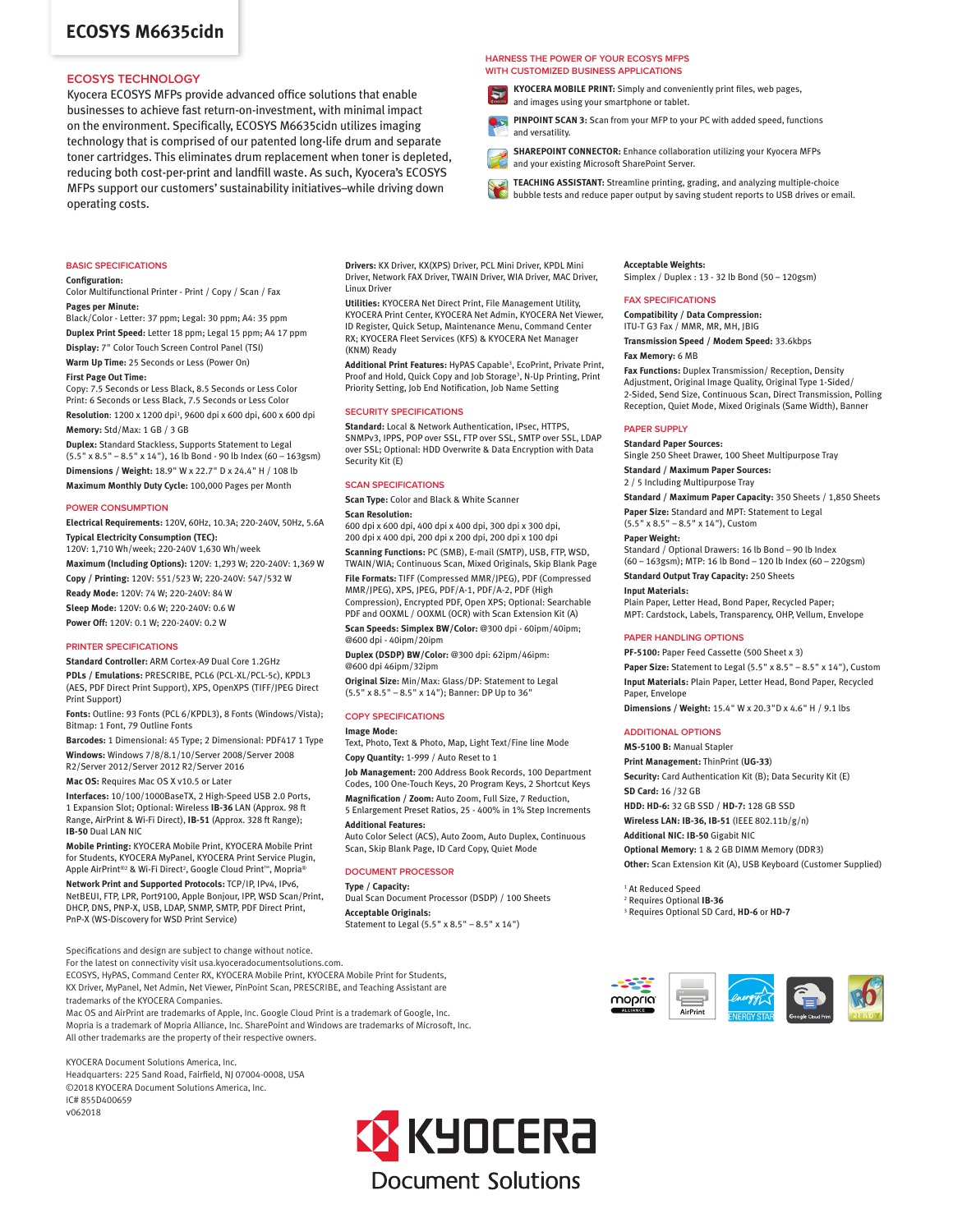# ECOSYS M6635cidn

## ECOSYS TECHNOLOGY

Kyocera ECOSYS MFPs provide advanced office solutions that enable businesses to achieve fast return-on-investment, with minimal impact on the environment. Specifically, ECOSYS M6635cidn utilizes imaging technology that is comprised of our patented long-life drum and separate toner cartridges. This eliminates drum replacement when toner is depleted, reducing both cost-per-print and landfill waste. As such, Kyocera's ECOSYS MFPs support our customers' sustainability initiatives–while driving down operating costs.

## HARNESS THE POWER OF YOUR ECOSYS MFPS WITH CUSTOMIZED BUSINESS APPLICATIONS

**KYOCERA MOBILE PRINT:** Simply and conveniently print files, web pages, and images using your smartphone or tablet.

**PINPOINT SCAN 3:** Scan from your MFP to your PC with added speed, functions and versatility.

**SHAREPOINT CONNECTOR:** Enhance collaboration utilizing your Kyocera MFPs and your existing Microsoft SharePoint Server.

**TEACHING ASSISTANT:** Streamline printing, grading, and analyzing multiple-choice bubble tests and reduce paper output by saving student reports to USB drives or email.

## BASIC SPECIFICATIONS

**Configuration:**
Color Multifunctional Printer - Print / Copy / Scan / Fax

**Pages per Minute:**
Black/Color - Letter: 37 ppm; Legal: 30 ppm; A4: 35 ppm

**Duplex Print Speed:** Letter 18 ppm; Legal 15 ppm; A4 17 ppm

**Display:** 7" Color Touch Screen Control Panel (TSI)

**Warm Up Time:** 25 Seconds or Less (Power On)

**First Page Out Time:**
Copy: 7.5 Seconds or Less Black, 8.5 Seconds or Less Color
Print: 6 Seconds or Less Black, 7.5 Seconds or Less Color

**Resolution:** 1200 x 1200 dpi[1], 9600 dpi x 600 dpi, 600 x 600 dpi

**Memory:** Std/Max: 1 GB / 3 GB

**Duplex:** Standard Stackless, Supports Statement to Legal (5.5" x 8.5" – 8.5" x 14"), 16 lb Bond - 90 lb Index (60 – 163gsm)

**Dimensions / Weight:** 18.9" W x 22.7" D x 24.4" H / 108 lb

**Maximum Monthly Duty Cycle:** 100,000 Pages per Month

## POWER CONSUMPTION

**Electrical Requirements:** 120V, 60Hz, 10.3A; 220-240V, 50Hz, 5.6A

**Typical Electricity Consumption (TEC):**
120V: 1,710 Wh/week; 220-240V 1,630 Wh/week

**Maximum (Including Options):** 120V: 1,293 W; 220-240V: 1,369 W

**Copy / Printing:** 120V: 551/523 W; 220-240V: 547/532 W

**Ready Mode:** 120V: 74 W; 220-240V: 84 W

**Sleep Mode:** 120V: 0.6 W; 220-240V: 0.6 W

**Power Off:** 120V: 0.1 W; 220-240V: 0.2 W

## PRINTER SPECIFICATIONS

**Standard Controller:** ARM Cortex-A9 Dual Core 1.2GHz

**PDLs / Emulations:** PRESCRIBE, PCL6 (PCL-XL/PCL-5c), KPDL3 (AES, PDF Direct Print Support), XPS, OpenXPS (TIFF/JPEG Direct Print Support)

**Fonts:** Outline: 93 Fonts (PCL 6/KPDL3), 8 Fonts (Windows/Vista); Bitmap: 1 Font, 79 Outline Fonts

**Barcodes:** 1 Dimensional: 45 Type; 2 Dimensional: PDF417 1 Type

**Windows:** Windows 7/8/8.1/10/Server 2008/Server 2008 R2/Server 2012/Server 2012 R2/Server 2016

**Mac OS:** Requires Mac OS X v10.5 or Later

**Interfaces:** 10/100/1000BaseTX, 2 High-Speed USB 2.0 Ports, 1 Expansion Slot; Optional: Wireless **IB-36** LAN (Approx. 98 ft Range, AirPrint & Wi-Fi Direct), **IB-51** (Approx. 328 ft Range); **IB-50** Dual LAN NIC

**Mobile Printing:** KYOCERA Mobile Print, KYOCERA Mobile Print for Students, KYOCERA MyPanel, KYOCERA Print Service Plugin, Apple AirPrint®[2] & Wi-Fi Direct[2], Google Cloud Print™, Mopria®

**Network Print and Supported Protocols:** TCP/IP, IPv4, IPv6, NetBEUI, FTP, LPR, Port9100, Apple Bonjour, IPP, WSD Scan/Print, DHCP, DNS, PNP-X, USB, LDAP, SNMP, SMTP, PDF Direct Print, PnP-X (WS-Discovery for WSD Print Service)

**Drivers:** KX Driver, KX(XPS) Driver, PCL Mini Driver, KPDL Mini Driver, Network FAX Driver, TWAIN Driver, WIA Driver, MAC Driver, Linux Driver

**Utilities:** KYOCERA Net Direct Print, File Management Utility, KYOCERA Print Center, KYOCERA Net Admin, KYOCERA Net Viewer, ID Register, Quick Setup, Maintenance Menu, Command Center RX; KYOCERA Fleet Services (KFS) & KYOCERA Net Manager (KNM) Ready

**Additional Print Features:** HyPAS Capable[3], EcoPrint, Private Print, Proof and Hold, Quick Copy and Job Storage[3], N-Up Printing, Print Priority Setting, Job End Notification, Job Name Setting

## SECURITY SPECIFICATIONS

**Standard:** Local & Network Authentication, IPsec, HTTPS, SNMPv3, IPPS, POP over SSL, FTP over SSL, SMTP over SSL, LDAP over SSL; Optional: HDD Overwrite & Data Encryption with Data Security Kit (E)

## SCAN SPECIFICATIONS

**Scan Type:** Color and Black & White Scanner

**Scan Resolution:**
600 dpi x 600 dpi, 400 dpi x 400 dpi, 300 dpi x 300 dpi, 200 dpi x 400 dpi, 200 dpi x 200 dpi, 200 dpi x 100 dpi

**Scanning Functions:** PC (SMB), E-mail (SMTP), USB, FTP, WSD, TWAIN/WIA; Continuous Scan, Mixed Originals, Skip Blank Page

**File Formats:** TIFF (Compressed MMR/JPEG), PDF (Compressed MMR/JPEG), XPS, JPEG, PDF/A-1, PDF/A-2, PDF (High Compression), Encrypted PDF, Open XPS; Optional: Searchable PDF and OOXML / OOXML (OCR) with Scan Extension Kit (A)

**Scan Speeds: Simplex BW/Color:** @300 dpi - 60ipm/40ipm; @600 dpi - 40ipm/20ipm

**Duplex (DSDP) BW/Color:** @300 dpi: 62ipm/46ipm: @600 dpi 46ipm/32ipm

**Original Size:** Min/Max: Glass/DP: Statement to Legal (5.5" x 8.5" – 8.5" x 14"); Banner: DP Up to 36"

## COPY SPECIFICATIONS

**Image Mode:**
Text, Photo, Text & Photo, Map, Light Text/Fine line Mode

**Copy Quantity:** 1-999 / Auto Reset to 1

**Job Management:** 200 Address Book Records, 100 Department Codes, 100 One-Touch Keys, 20 Program Keys, 2 Shortcut Keys

**Magnification / Zoom:** Auto Zoom, Full Size, 7 Reduction, 5 Enlargement Preset Ratios, 25 - 400% in 1% Step Increments

**Additional Features:**
Auto Color Select (ACS), Auto Zoom, Auto Duplex, Continuous Scan, Skip Blank Page, ID Card Copy, Quiet Mode

## DOCUMENT PROCESSOR

**Type / Capacity:**
Dual Scan Document Processor (DSDP) / 100 Sheets

**Acceptable Originals:**
Statement to Legal (5.5" x 8.5" – 8.5" x 14")

**Acceptable Weights:**
Simplex / Duplex : 13 - 32 lb Bond (50 – 120gsm)

## FAX SPECIFICATIONS

**Compatibility / Data Compression:**
ITU-T G3 Fax / MMR, MR, MH, JBIG

**Transmission Speed / Modem Speed:** 33.6kbps

**Fax Memory:** 6 MB

**Fax Functions:** Duplex Transmission/ Reception, Density Adjustment, Original Image Quality, Original Type 1-Sided/ 2-Sided, Send Size, Continuous Scan, Direct Transmission, Polling Reception, Quiet Mode, Mixed Originals (Same Width), Banner

## PAPER SUPPLY

**Standard Paper Sources:**
Single 250 Sheet Drawer, 100 Sheet Multipurpose Tray

**Standard / Maximum Paper Sources:**
2 / 5 Including Multipurpose Tray

**Standard / Maximum Paper Capacity:** 350 Sheets / 1,850 Sheets

**Paper Size:** Standard and MPT: Statement to Legal (5.5" x 8.5" – 8.5" x 14"), Custom

**Paper Weight:**
Standard / Optional Drawers: 16 lb Bond – 90 lb Index (60 – 163gsm); MTP: 16 lb Bond – 120 lb Index (60 – 220gsm)

**Standard Output Tray Capacity:** 250 Sheets

**Input Materials:**
Plain Paper, Letter Head, Bond Paper, Recycled Paper;
MPT: Cardstock, Labels, Transparency, OHP, Vellum, Envelope

## PAPER HANDLING OPTIONS

**PF-5100:** Paper Feed Cassette (500 Sheet x 3)

**Paper Size:** Statement to Legal (5.5" x 8.5" – 8.5" x 14"), Custom

**Input Materials:** Plain Paper, Letter Head, Bond Paper, Recycled Paper, Envelope

**Dimensions / Weight:** 15.4" W x 20.3"D x 4.6" H / 9.1 lbs

## ADDITIONAL OPTIONS

**MS-5100 B:** Manual Stapler

**Print Management:** ThinPrint (**UG-33**)

**Security:** Card Authentication Kit (B); Data Security Kit (E)

**SD Card:** 16 /32 GB

**HDD: HD-6:** 32 GB SSD / **HD-7:** 128 GB SSD

**Wireless LAN: IB-36, IB-51** (IEEE 802.11b/g/n)

**Additional NIC: IB-50** Gigabit NIC

**Optional Memory:** 1 & 2 GB DIMM Memory (DDR3)

**Other:** Scan Extension Kit (A), USB Keyboard (Customer Supplied)

[1] At Reduced Speed
[2] Requires Optional **IB-36**
[3] Requires Optional SD Card, **HD-6** or **HD-7**

Specifications and design are subject to change without notice.
For the latest on connectivity visit usa.kyoceradocumentsolutions.com.
ECOSYS, HyPAS, Command Center RX, KYOCERA Mobile Print, KYOCERA Mobile Print for Students, KX Driver, MyPanel, Net Admin, Net Viewer, PinPoint Scan, PRESCRIBE, and Teaching Assistant are trademarks of the KYOCERA Companies.
Mac OS and AirPrint are trademarks of Apple, Inc. Google Cloud Print is a trademark of Google, Inc.
Mopria is a trademark of Mopria Alliance, Inc. SharePoint and Windows are trademarks of Microsoft, Inc.
All other trademarks are the property of their respective owners.

KYOCERA Document Solutions America, Inc.
Headquarters: 225 Sand Road, Fairfield, NJ 07004-0008, USA
©2018 KYOCERA Document Solutions America, Inc.
IC# 855D400659
v062018

KYOCERA Document Solutions